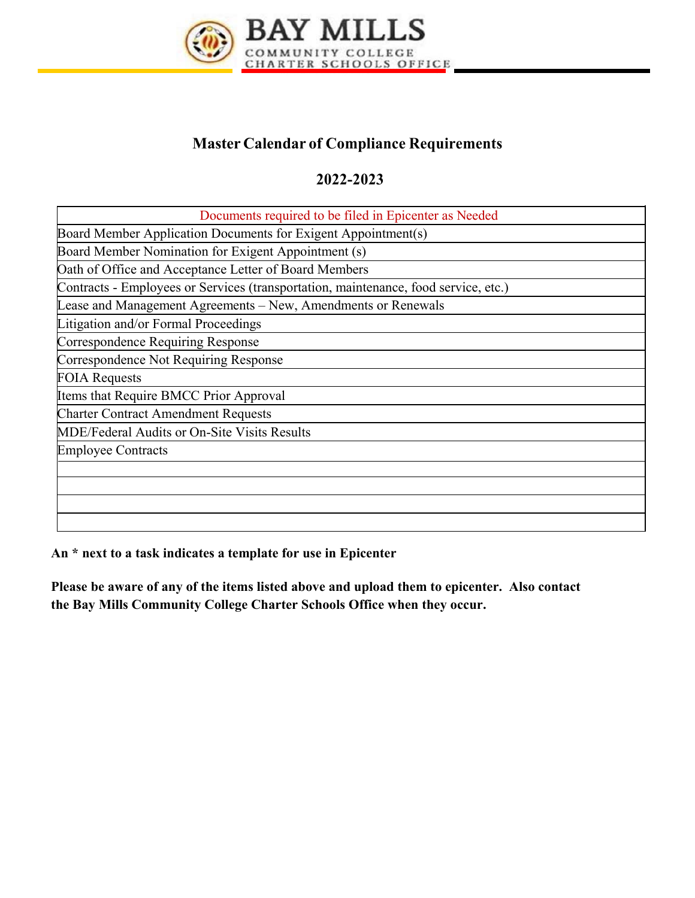BAY MILLS
COMMUNITY COLLEGE
CHARTER SCHOOLS OFFICE

# Master Calendar of Compliance Requirements

## 2022-2023

| Documents required to be filed in Epicenter as Needed |
|---|
| Board Member Application Documents for Exigent Appointment(s) |
| Board Member Nomination for Exigent Appointment (s) |
| Oath of Office and Acceptance Letter of Board Members |
| Contracts - Employees or Services (transportation, maintenance, food service, etc.) |
| Lease and Management Agreements – New, Amendments or Renewals |
| Litigation and/or Formal Proceedings |
| Correspondence Requiring Response |
| Correspondence Not Requiring Response |
| FOIA Requests |
| Items that Require BMCC Prior Approval |
| Charter Contract Amendment Requests |
| MDE/Federal Audits or On-Site Visits Results |
| Employee Contracts |
| |
| |
| |
| |

**An * next to a task indicates a template for use in Epicenter**

**Please be aware of any of the items listed above and upload them to epicenter. Also contact the Bay Mills Community College Charter Schools Office when they occur.**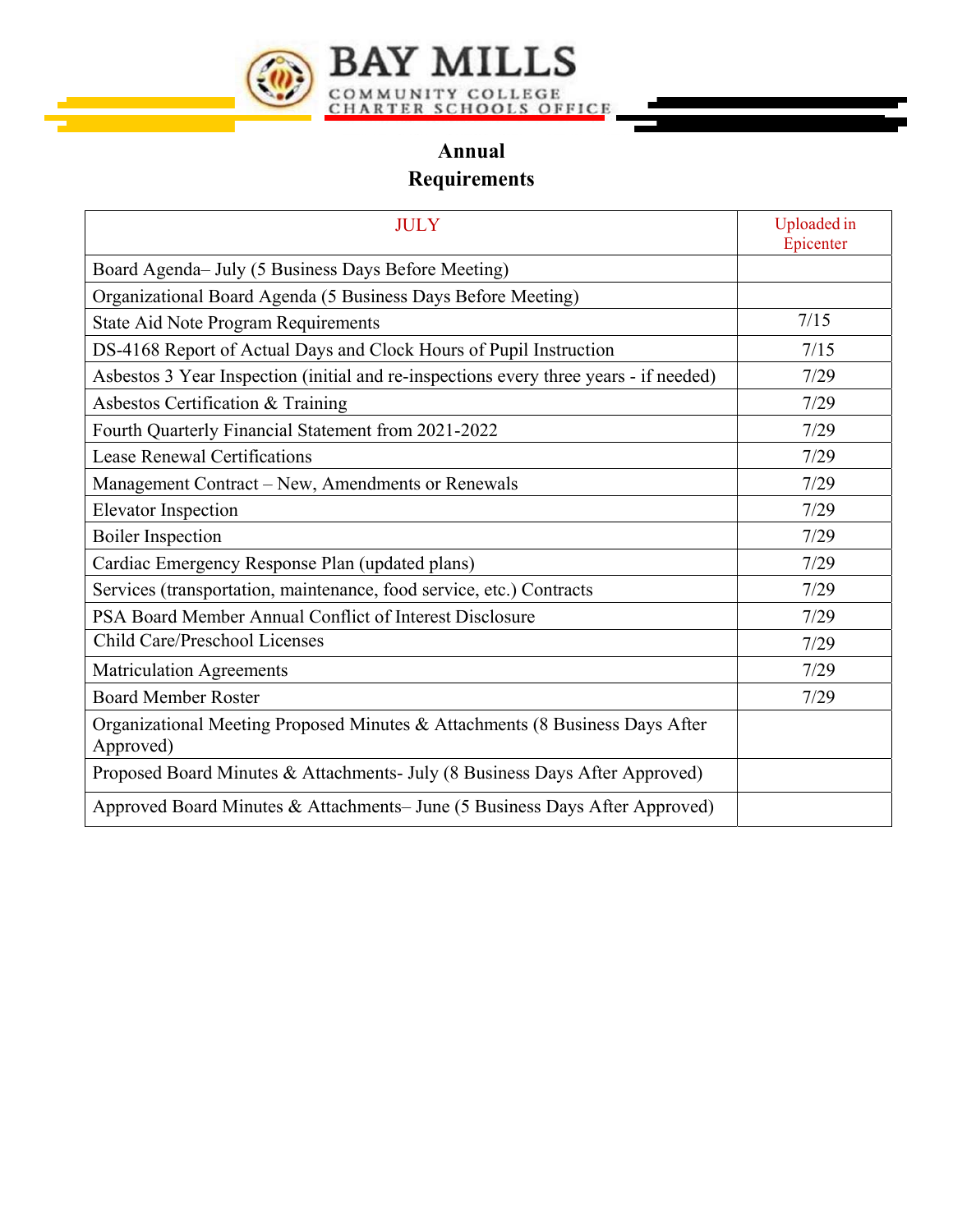BAY MILLS
COMMUNITY COLLEGE
CHARTER SCHOOLS OFFICE

## Annual Requirements

| JULY | Uploaded in Epicenter |
|---|---|
| Board Agenda– July (5 Business Days Before Meeting) | |
| Organizational Board Agenda (5 Business Days Before Meeting) | |
| State Aid Note Program Requirements | 7/15 |
| DS-4168 Report of Actual Days and Clock Hours of Pupil Instruction | 7/15 |
| Asbestos 3 Year Inspection (initial and re-inspections every three years - if needed) | 7/29 |
| Asbestos Certification & Training | 7/29 |
| Fourth Quarterly Financial Statement from 2021-2022 | 7/29 |
| Lease Renewal Certifications | 7/29 |
| Management Contract – New, Amendments or Renewals | 7/29 |
| Elevator Inspection | 7/29 |
| Boiler Inspection | 7/29 |
| Cardiac Emergency Response Plan (updated plans) | 7/29 |
| Services (transportation, maintenance, food service, etc.) Contracts | 7/29 |
| PSA Board Member Annual Conflict of Interest Disclosure | 7/29 |
| Child Care/Preschool Licenses | 7/29 |
| Matriculation Agreements | 7/29 |
| Board Member Roster | 7/29 |
| Organizational Meeting Proposed Minutes & Attachments (8 Business Days After Approved) | |
| Proposed Board Minutes & Attachments- July (8 Business Days After Approved) | |
| Approved Board Minutes & Attachments– June (5 Business Days After Approved) | |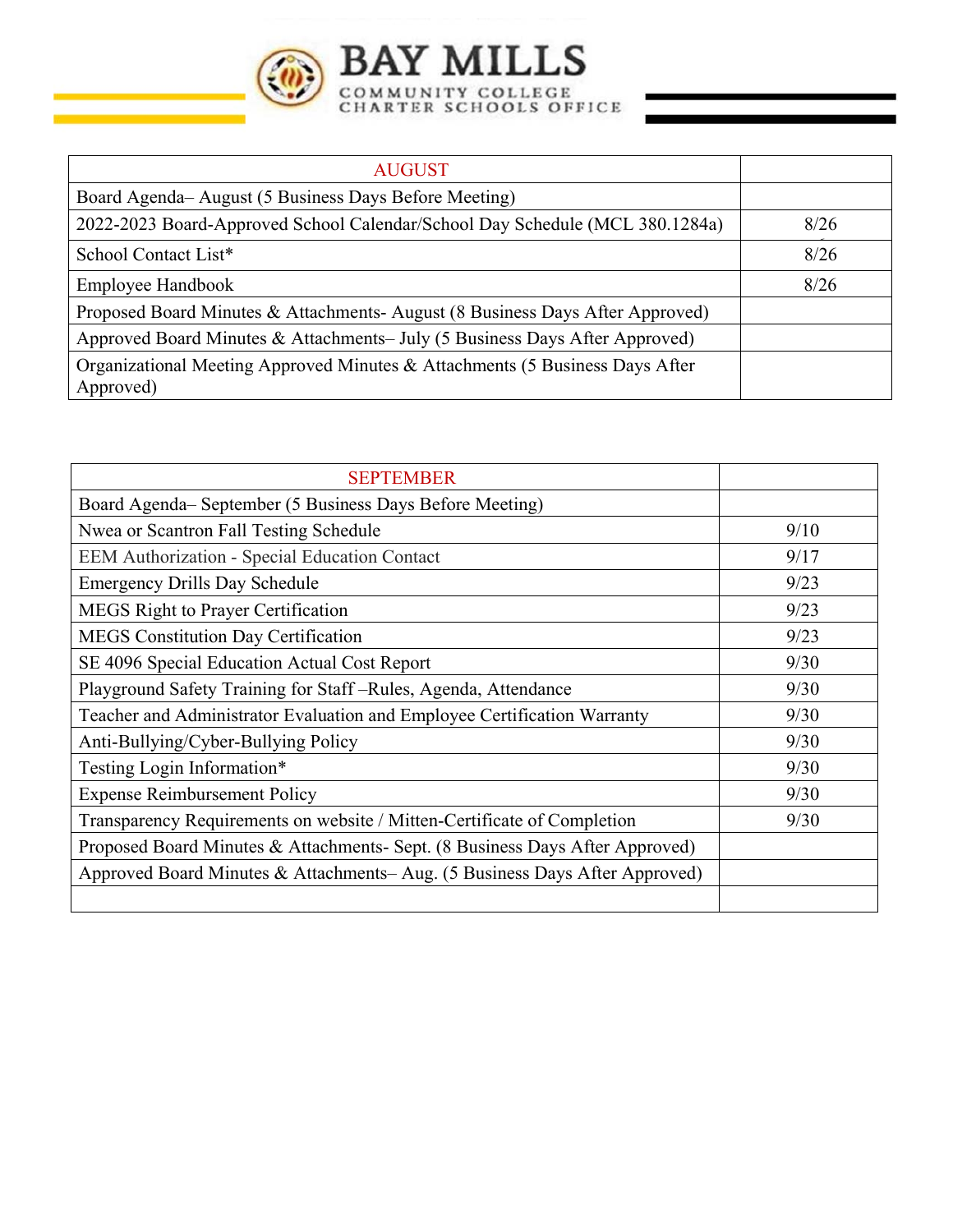**BAY MILLS**
COMMUNITY COLLEGE
CHARTER SCHOOLS OFFICE

| AUGUST | |
|---|---|
| Board Agenda– August (5 Business Days Before Meeting) | |
| 2022-2023 Board-Approved School Calendar/School Day Schedule (MCL 380.1284a) | 8/26 |
| School Contact List* | 8/26 |
| Employee Handbook | 8/26 |
| Proposed Board Minutes & Attachments- August (8 Business Days After Approved) | |
| Approved Board Minutes & Attachments– July (5 Business Days After Approved) | |
| Organizational Meeting Approved Minutes & Attachments (5 Business Days After Approved) | |

| SEPTEMBER | |
|---|---|
| Board Agenda– September (5 Business Days Before Meeting) | |
| Nwea or Scantron Fall Testing Schedule | 9/10 |
| EEM Authorization - Special Education Contact | 9/17 |
| Emergency Drills Day Schedule | 9/23 |
| MEGS Right to Prayer Certification | 9/23 |
| MEGS Constitution Day Certification | 9/23 |
| SE 4096 Special Education Actual Cost Report | 9/30 |
| Playground Safety Training for Staff –Rules, Agenda, Attendance | 9/30 |
| Teacher and Administrator Evaluation and Employee Certification Warranty | 9/30 |
| Anti-Bullying/Cyber-Bullying Policy | 9/30 |
| Testing Login Information* | 9/30 |
| Expense Reimbursement Policy | 9/30 |
| Transparency Requirements on website / Mitten-Certificate of Completion | 9/30 |
| Proposed Board Minutes & Attachments- Sept. (8 Business Days After Approved) | |
| Approved Board Minutes & Attachments– Aug. (5 Business Days After Approved) | |
| | |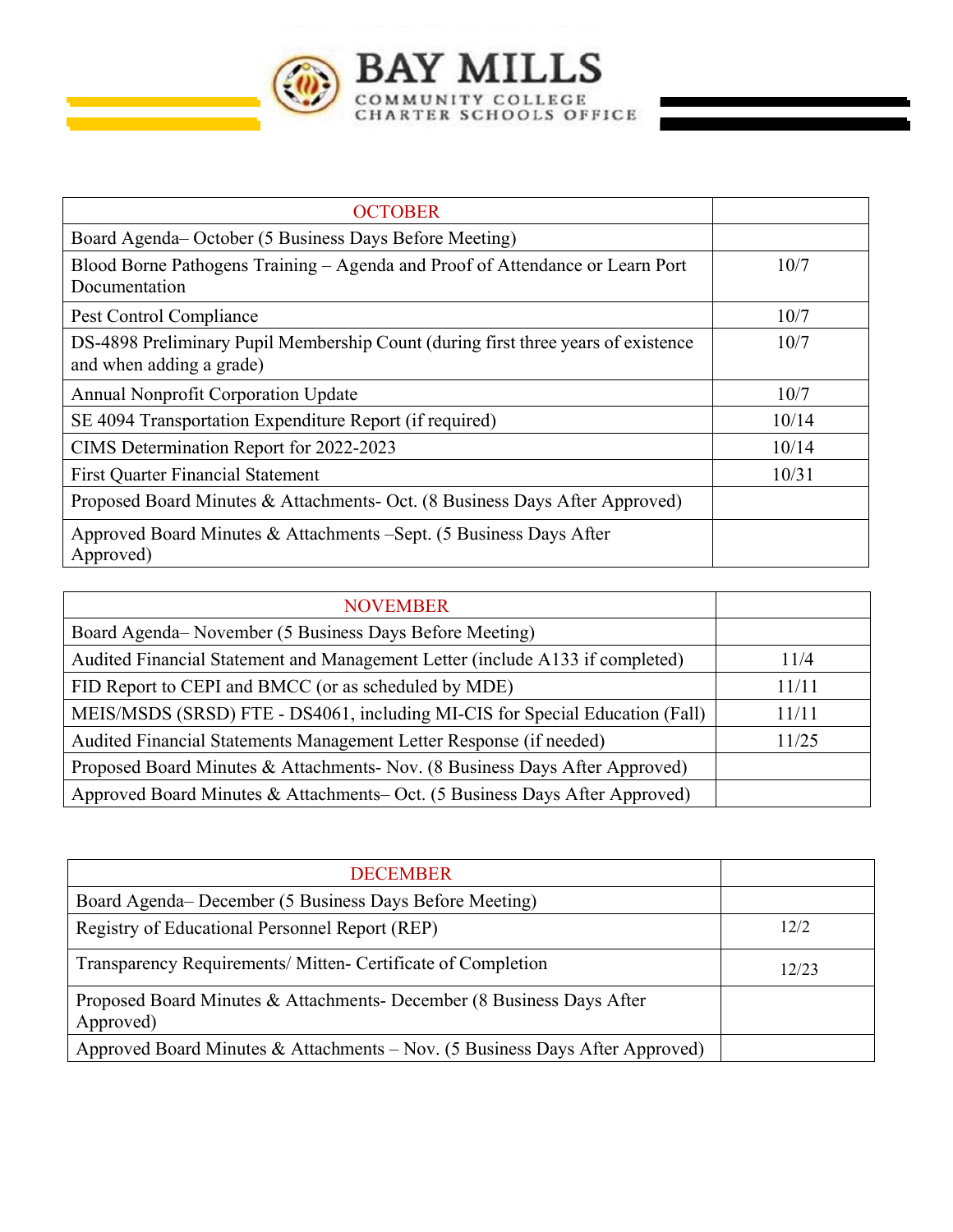| OCTOBER | |
|---|---|
| Board Agenda– October (5 Business Days Before Meeting) | |
| Blood Borne Pathogens Training – Agenda and Proof of Attendance or Learn Port Documentation | 10/7 |
| Pest Control Compliance | 10/7 |
| DS-4898 Preliminary Pupil Membership Count (during first three years of existence and when adding a grade) | 10/7 |
| Annual Nonprofit Corporation Update | 10/7 |
| SE 4094 Transportation Expenditure Report (if required) | 10/14 |
| CIMS Determination Report for 2022-2023 | 10/14 |
| First Quarter Financial Statement | 10/31 |
| Proposed Board Minutes & Attachments- Oct. (8 Business Days After Approved) | |
| Approved Board Minutes & Attachments –Sept. (5 Business Days After Approved) | |

| NOVEMBER | |
|---|---|
| Board Agenda– November (5 Business Days Before Meeting) | |
| Audited Financial Statement and Management Letter (include A133 if completed) | 11/4 |
| FID Report to CEPI and BMCC (or as scheduled by MDE) | 11/11 |
| MEIS/MSDS (SRSD) FTE - DS4061, including MI-CIS for Special Education (Fall) | 11/11 |
| Audited Financial Statements Management Letter Response (if needed) | 11/25 |
| Proposed Board Minutes & Attachments- Nov. (8 Business Days After Approved) | |
| Approved Board Minutes & Attachments– Oct. (5 Business Days After Approved) | |

| DECEMBER | |
|---|---|
| Board Agenda– December (5 Business Days Before Meeting) | |
| Registry of Educational Personnel Report (REP) | 12/2 |
| Transparency Requirements/ Mitten- Certificate of Completion | 12/23 |
| Proposed Board Minutes & Attachments- December (8 Business Days After Approved) | |
| Approved Board Minutes & Attachments – Nov. (5 Business Days After Approved) | |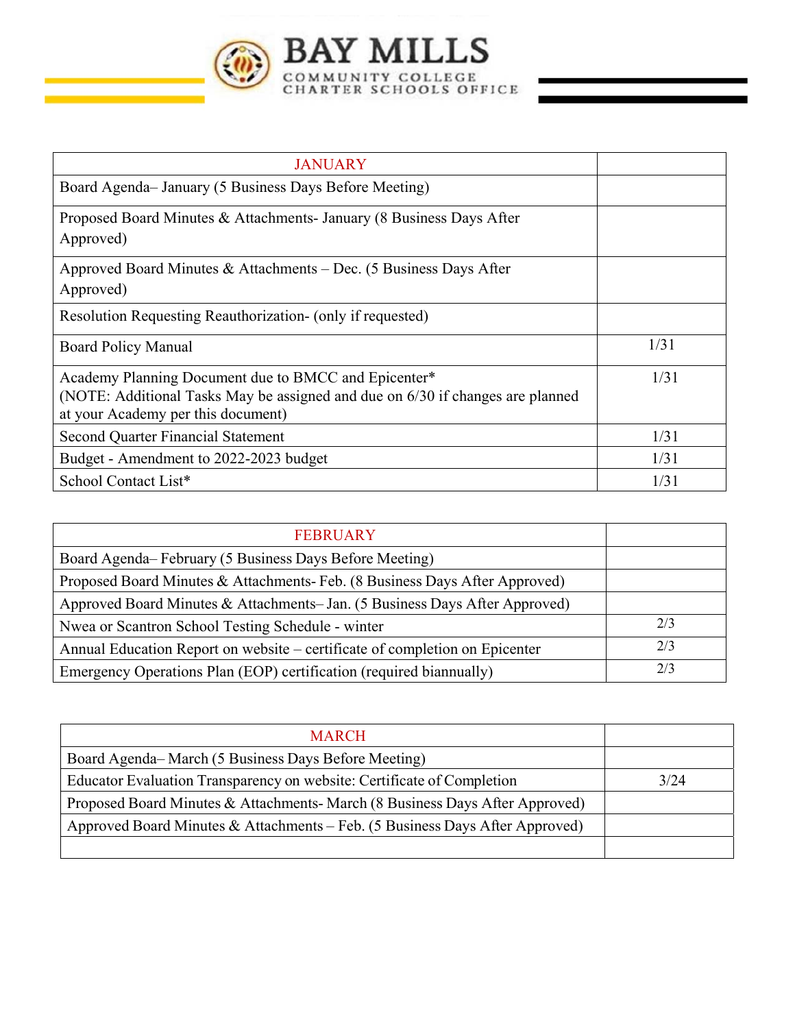BAY MILLS
COMMUNITY COLLEGE
CHARTER SCHOOLS OFFICE

| JANUARY | |
|---|---|
| Board Agenda– January (5 Business Days Before Meeting) | |
| Proposed Board Minutes & Attachments- January (8 Business Days After Approved) | |
| Approved Board Minutes & Attachments – Dec. (5 Business Days After Approved) | |
| Resolution Requesting Reauthorization- (only if requested) | |
| Board Policy Manual | 1/31 |
| Academy Planning Document due to BMCC and Epicenter* (NOTE: Additional Tasks May be assigned and due on 6/30 if changes are planned at your Academy per this document) | 1/31 |
| Second Quarter Financial Statement | 1/31 |
| Budget - Amendment to 2022-2023 budget | 1/31 |
| School Contact List* | 1/31 |

| FEBRUARY | |
|---|---|
| Board Agenda– February (5 Business Days Before Meeting) | |
| Proposed Board Minutes & Attachments- Feb. (8 Business Days After Approved) | |
| Approved Board Minutes & Attachments– Jan. (5 Business Days After Approved) | |
| Nwea or Scantron School Testing Schedule - winter | 2/3 |
| Annual Education Report on website – certificate of completion on Epicenter | 2/3 |
| Emergency Operations Plan (EOP) certification (required biannually) | 2/3 |

| MARCH | |
|---|---|
| Board Agenda– March (5 Business Days Before Meeting) | |
| Educator Evaluation Transparency on website: Certificate of Completion | 3/24 |
| Proposed Board Minutes & Attachments- March (8 Business Days After Approved) | |
| Approved Board Minutes & Attachments – Feb. (5 Business Days After Approved) | |
| | |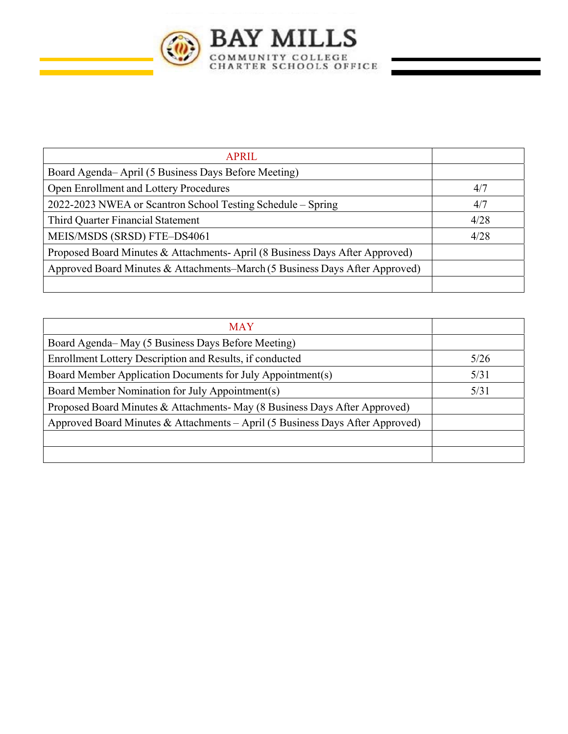| APRIL | |
|---|---|
| Board Agenda– April (5 Business Days Before Meeting) | |
| Open Enrollment and Lottery Procedures | 4/7 |
| 2022-2023 NWEA or Scantron School Testing Schedule – Spring | 4/7 |
| Third Quarter Financial Statement | 4/28 |
| MEIS/MSDS (SRSD) FTE–DS4061 | 4/28 |
| Proposed Board Minutes & Attachments- April (8 Business Days After Approved) | |
| Approved Board Minutes & Attachments–March (5 Business Days After Approved) | |
| | |

| MAY | |
|---|---|
| Board Agenda– May (5 Business Days Before Meeting) | |
| Enrollment Lottery Description and Results, if conducted | 5/26 |
| Board Member Application Documents for July Appointment(s) | 5/31 |
| Board Member Nomination for July Appointment(s) | 5/31 |
| Proposed Board Minutes & Attachments- May (8 Business Days After Approved) | |
| Approved Board Minutes & Attachments – April (5 Business Days After Approved) | |
| | |
| | |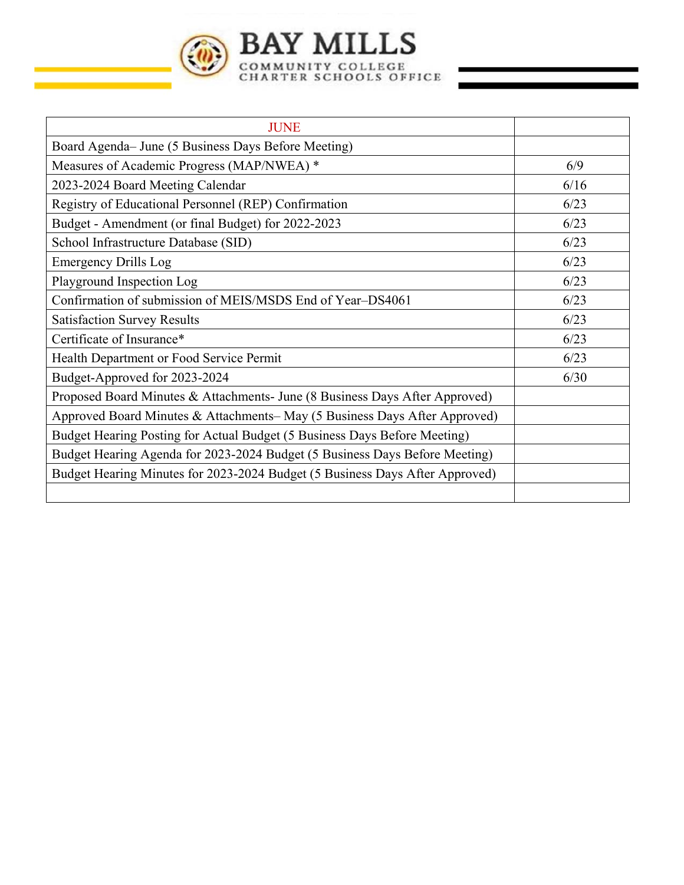| JUNE | |
|---|---|
| Board Agenda– June (5 Business Days Before Meeting) | |
| Measures of Academic Progress (MAP/NWEA) * | 6/9 |
| 2023-2024 Board Meeting Calendar | 6/16 |
| Registry of Educational Personnel (REP) Confirmation | 6/23 |
| Budget - Amendment (or final Budget) for 2022-2023 | 6/23 |
| School Infrastructure Database (SID) | 6/23 |
| Emergency Drills Log | 6/23 |
| Playground Inspection Log | 6/23 |
| Confirmation of submission of MEIS/MSDS End of Year–DS4061 | 6/23 |
| Satisfaction Survey Results | 6/23 |
| Certificate of Insurance* | 6/23 |
| Health Department or Food Service Permit | 6/23 |
| Budget-Approved for 2023-2024 | 6/30 |
| Proposed Board Minutes & Attachments- June (8 Business Days After Approved) | |
| Approved Board Minutes & Attachments– May (5 Business Days After Approved) | |
| Budget Hearing Posting for Actual Budget (5 Business Days Before Meeting) | |
| Budget Hearing Agenda for 2023-2024 Budget (5 Business Days Before Meeting) | |
| Budget Hearing Minutes for 2023-2024 Budget (5 Business Days After Approved) | |
| | |